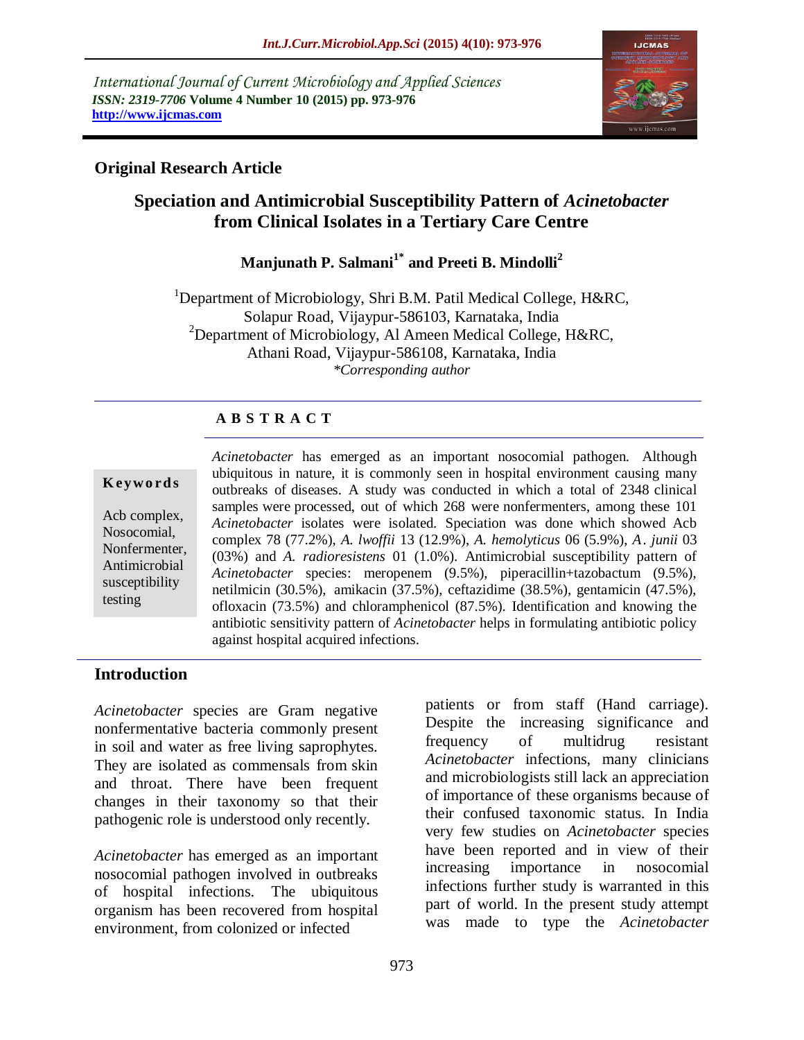International Journal of Current Microbiology and Applied Sciences
*ISSN: 2319-7706* **Volume 4 Number 10 (2015) pp. 973-976**
**http://www.ijcmas.com**

**Original Research Article**

# Speciation and Antimicrobial Susceptibility Pattern of *Acinetobacter* from Clinical Isolates in a Tertiary Care Centre

**Manjunath P. Salmani[1*] and Preeti B. Mindolli[2]**

[1]Department of Microbiology, Shri B.M. Patil Medical College, H&RC, Solapur Road, Vijaypur-586103, Karnataka, India
[2]Department of Microbiology, Al Ameen Medical College, H&RC, Athani Road, Vijaypur-586108, Karnataka, India
*Corresponding author

## ABSTRACT

**Keywords**

Acb complex, Nosocomial, Nonfermenter, Antimicrobial susceptibility testing

*Acinetobacter* has emerged as an important nosocomial pathogen. Although ubiquitous in nature, it is commonly seen in hospital environment causing many outbreaks of diseases. A study was conducted in which a total of 2348 clinical samples were processed, out of which 268 were nonfermenters, among these 101 *Acinetobacter* isolates were isolated. Speciation was done which showed Acb complex 78 (77.2%), *A. lwoffii* 13 (12.9%), *A. hemolyticus* 06 (5.9%), *A. junii* 03 (03%) and *A. radioresistens* 01 (1.0%). Antimicrobial susceptibility pattern of *Acinetobacter* species: meropenem (9.5%), piperacillin+tazobactum (9.5%), netilmicin (30.5%), amikacin (37.5%), ceftazidime (38.5%), gentamicin (47.5%), ofloxacin (73.5%) and chloramphenicol (87.5%). Identification and knowing the antibiotic sensitivity pattern of *Acinetobacter* helps in formulating antibiotic policy against hospital acquired infections.

## Introduction

*Acinetobacter* species are Gram negative nonfermentative bacteria commonly present in soil and water as free living saprophytes. They are isolated as commensals from skin and throat. There have been frequent changes in their taxonomy so that their pathogenic role is understood only recently.

*Acinetobacter* has emerged as an important nosocomial pathogen involved in outbreaks of hospital infections. The ubiquitous organism has been recovered from hospital environment, from colonized or infected patients or from staff (Hand carriage). Despite the increasing significance and frequency of multidrug resistant *Acinetobacter* infections, many clinicians and microbiologists still lack an appreciation of importance of these organisms because of their confused taxonomic status. In India very few studies on *Acinetobacter* species have been reported and in view of their increasing importance in nosocomial infections further study is warranted in this part of world. In the present study attempt was made to type the *Acinetobacter*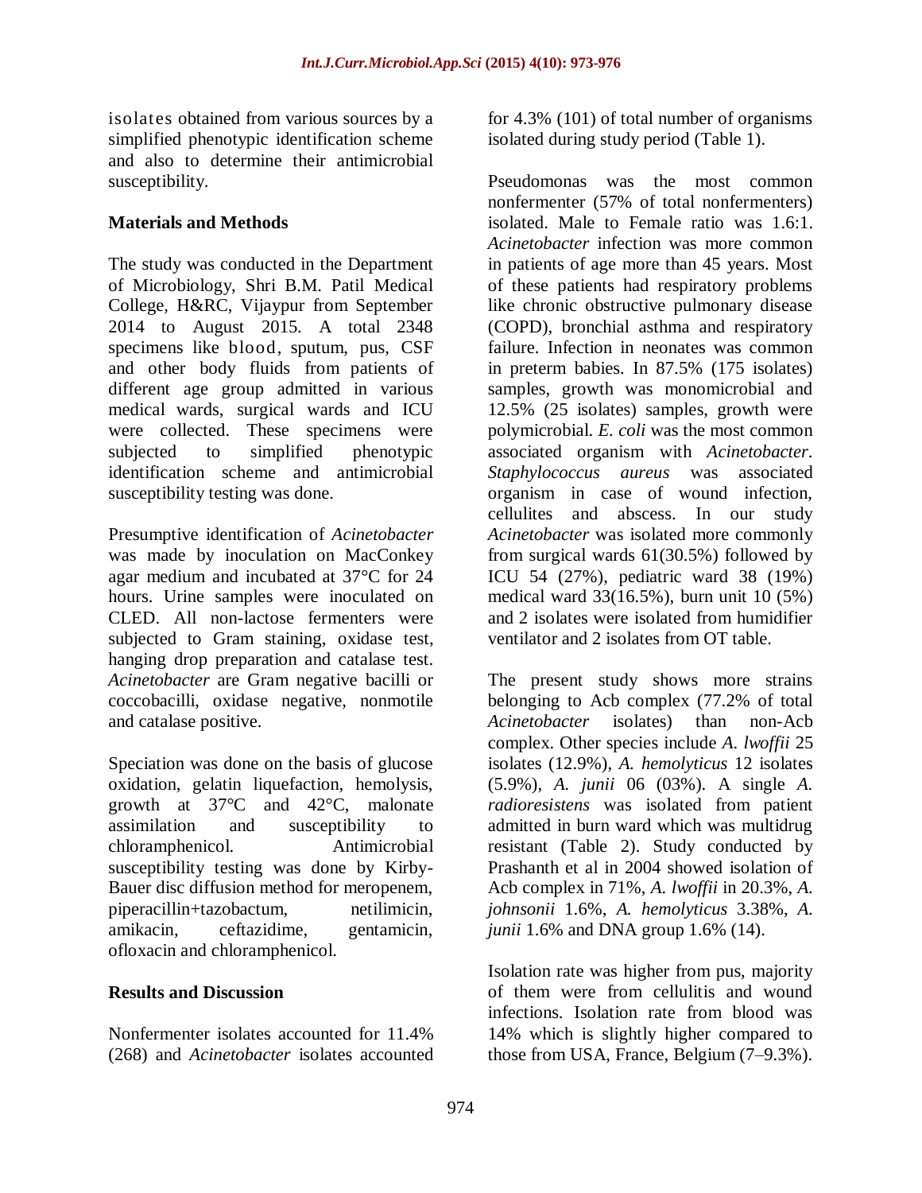isolates obtained from various sources by a simplified phenotypic identification scheme and also to determine their antimicrobial susceptibility.

## Materials and Methods

The study was conducted in the Department of Microbiology, Shri B.M. Patil Medical College, H&RC, Vijaypur from September 2014 to August 2015. A total 2348 specimens like blood, sputum, pus, CSF and other body fluids from patients of different age group admitted in various medical wards, surgical wards and ICU were collected. These specimens were subjected to simplified phenotypic identification scheme and antimicrobial susceptibility testing was done.

Presumptive identification of *Acinetobacter* was made by inoculation on MacConkey agar medium and incubated at 37°C for 24 hours. Urine samples were inoculated on CLED. All non-lactose fermenters were subjected to Gram staining, oxidase test, hanging drop preparation and catalase test. *Acinetobacter* are Gram negative bacilli or coccobacilli, oxidase negative, nonmotile and catalase positive.

Speciation was done on the basis of glucose oxidation, gelatin liquefaction, hemolysis, growth at 37°C and 42°C, malonate assimilation and susceptibility to chloramphenicol. Antimicrobial susceptibility testing was done by Kirby-Bauer disc diffusion method for meropenem, piperacillin+tazobactum, netilimicin, amikacin, ceftazidime, gentamicin, ofloxacin and chloramphenicol.

## Results and Discussion

Nonfermenter isolates accounted for 11.4% (268) and *Acinetobacter* isolates accounted for 4.3% (101) of total number of organisms isolated during study period (Table 1).

Pseudomonas was the most common nonfermenter (57% of total nonfermenters) isolated. Male to Female ratio was 1.6:1. *Acinetobacter* infection was more common in patients of age more than 45 years. Most of these patients had respiratory problems like chronic obstructive pulmonary disease (COPD), bronchial asthma and respiratory failure. Infection in neonates was common in preterm babies. In 87.5% (175 isolates) samples, growth was monomicrobial and 12.5% (25 isolates) samples, growth were polymicrobial. *E. coli* was the most common associated organism with *Acinetobacter*. *Staphylococcus aureus* was associated organism in case of wound infection, cellulites and abscess. In our study *Acinetobacter* was isolated more commonly from surgical wards 61(30.5%) followed by ICU 54 (27%), pediatric ward 38 (19%) medical ward 33(16.5%), burn unit 10 (5%) and 2 isolates were isolated from humidifier ventilator and 2 isolates from OT table.

The present study shows more strains belonging to Acb complex (77.2% of total *Acinetobacter* isolates) than non-Acb complex. Other species include *A. lwoffii* 25 isolates (12.9%), *A. hemolyticus* 12 isolates (5.9%), *A. junii* 06 (03%). A single *A. radioresistens* was isolated from patient admitted in burn ward which was multidrug resistant (Table 2). Study conducted by Prashanth et al in 2004 showed isolation of Acb complex in 71%, *A. lwoffii* in 20.3%, *A. johnsonii* 1.6%, *A. hemolyticus* 3.38%, *A. junii* 1.6% and DNA group 1.6% (14).

Isolation rate was higher from pus, majority of them were from cellulitis and wound infections. Isolation rate from blood was 14% which is slightly higher compared to those from USA, France, Belgium (7–9.3%).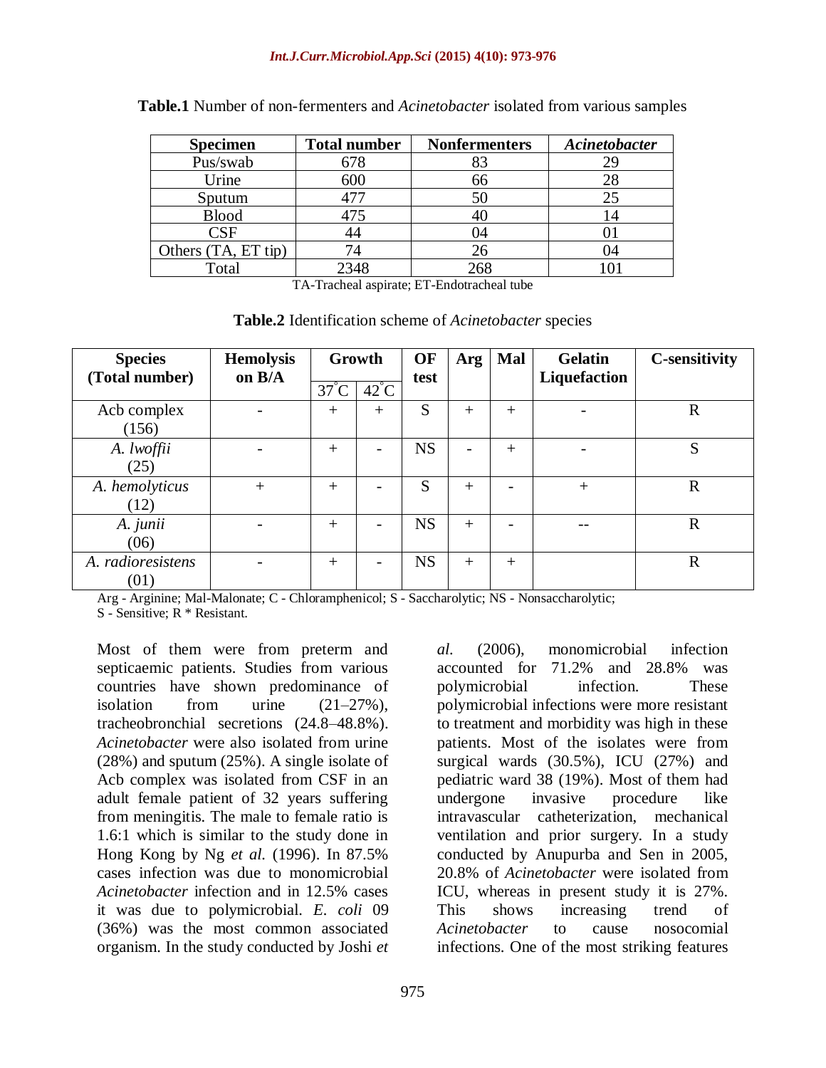**Table.1** Number of non-fermenters and *Acinetobacter* isolated from various samples

| Specimen | Total number | Nonfermenters | *Acinetobacter* |
|---|---|---|---|
| Pus/swab | 678 | 83 | 29 |
| Urine | 600 | 66 | 28 |
| Sputum | 477 | 50 | 25 |
| Blood | 475 | 40 | 14 |
| CSF | 44 | 04 | 01 |
| Others (TA, ET tip) | 74 | 26 | 04 |
| Total | 2348 | 268 | 101 |

TA-Tracheal aspirate; ET-Endotracheal tube

**Table.2** Identification scheme of *Acinetobacter* species

| Species (Total number) | Hemolysis on B/A | Growth | | OF test | Arg | Mal | Gelatin Liquefaction | C-sensitivity |
|---|---|---|---|---|---|---|---|---|
| | | 37°C | 42°C | | | | | |
| Acb complex (156) | - | + | + | S | + | + | - | R |
| *A. lwoffii* (25) | - | + | - | NS | - | + | - | S |
| *A. hemolyticus* (12) | + | + | - | S | + | - | + | R |
| *A. junii* (06) | - | + | - | NS | + | - | -- | R |
| *A. radioresistens* (01) | - | + | - | NS | + | + | | R |

Arg - Arginine; Mal-Malonate; C - Chloramphenicol; S - Saccharolytic; NS - Nonsaccharolytic;
S - Sensitive; R * Resistant.

Most of them were from preterm and septicaemic patients. Studies from various countries have shown predominance of isolation from urine (21–27%), tracheobronchial secretions (24.8–48.8%). *Acinetobacter* were also isolated from urine (28%) and sputum (25%). A single isolate of Acb complex was isolated from CSF in an adult female patient of 32 years suffering from meningitis. The male to female ratio is 1.6:1 which is similar to the study done in Hong Kong by Ng *et al.* (1996). In 87.5% cases infection was due to monomicrobial *Acinetobacter* infection and in 12.5% cases it was due to polymicrobial. *E. coli* 09 (36%) was the most common associated organism. In the study conducted by Joshi *et al.* (2006), monomicrobial infection accounted for 71.2% and 28.8% was polymicrobial infection. These polymicrobial infections were more resistant to treatment and morbidity was high in these patients. Most of the isolates were from surgical wards (30.5%), ICU (27%) and pediatric ward 38 (19%). Most of them had undergone invasive procedure like intravascular catheterization, mechanical ventilation and prior surgery. In a study conducted by Anupurba and Sen in 2005, 20.8% of *Acinetobacter* were isolated from ICU, whereas in present study it is 27%. This shows increasing trend of *Acinetobacter* to cause nosocomial infections. One of the most striking features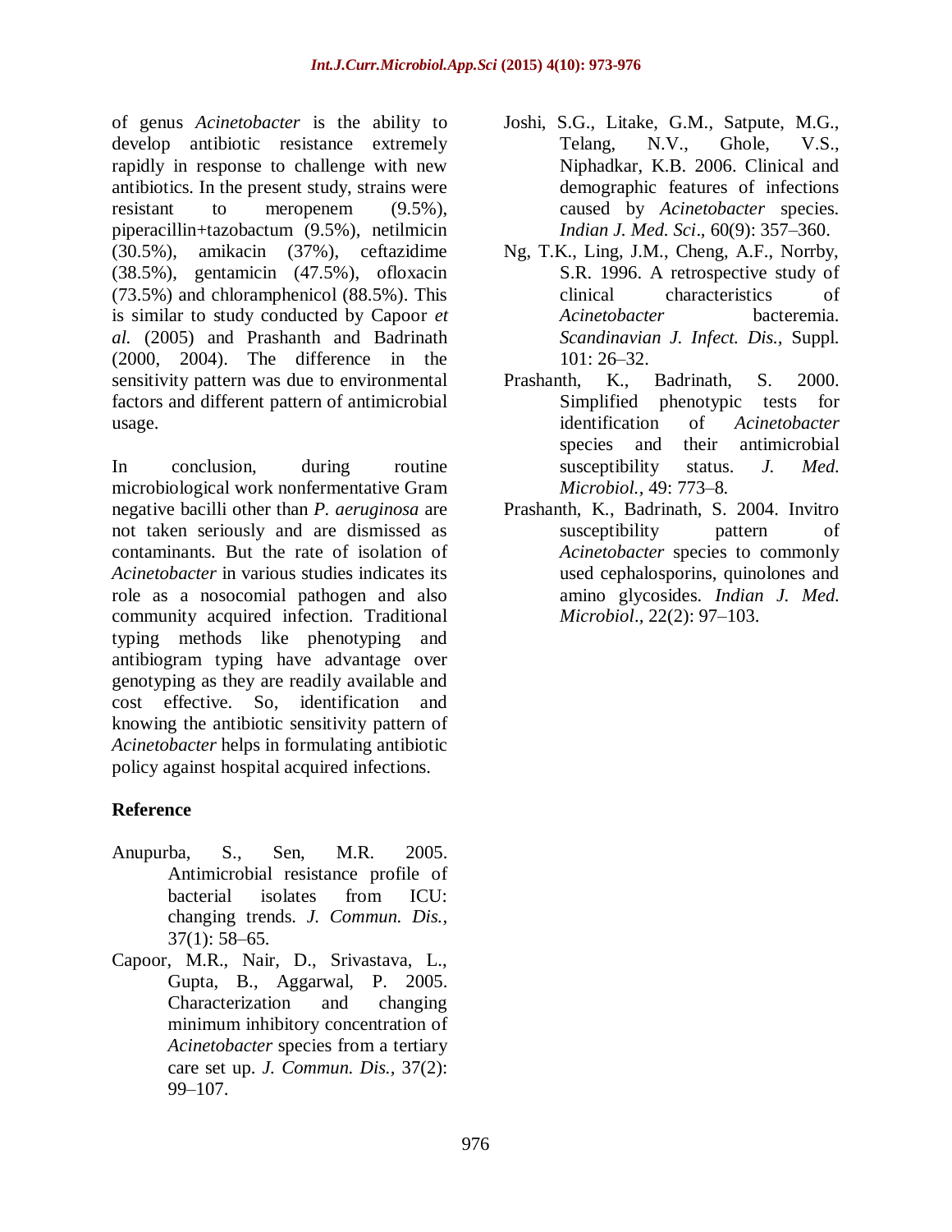of genus *Acinetobacter* is the ability to develop antibiotic resistance extremely rapidly in response to challenge with new antibiotics. In the present study, strains were resistant to meropenem (9.5%), piperacillin+tazobactum (9.5%), netilmicin (30.5%), amikacin (37%), ceftazidime (38.5%), gentamicin (47.5%), ofloxacin (73.5%) and chloramphenicol (88.5%). This is similar to study conducted by Capoor *et al.* (2005) and Prashanth and Badrinath (2000, 2004). The difference in the sensitivity pattern was due to environmental factors and different pattern of antimicrobial usage.

In conclusion, during routine microbiological work nonfermentative Gram negative bacilli other than *P. aeruginosa* are not taken seriously and are dismissed as contaminants. But the rate of isolation of *Acinetobacter* in various studies indicates its role as a nosocomial pathogen and also community acquired infection. Traditional typing methods like phenotyping and antibiogram typing have advantage over genotyping as they are readily available and cost effective. So, identification and knowing the antibiotic sensitivity pattern of *Acinetobacter* helps in formulating antibiotic policy against hospital acquired infections.

## Reference

Anupurba, S., Sen, M.R. 2005. Antimicrobial resistance profile of bacterial isolates from ICU: changing trends. *J. Commun. Dis.*, 37(1): 58–65.

Capoor, M.R., Nair, D., Srivastava, L., Gupta, B., Aggarwal, P. 2005. Characterization and changing minimum inhibitory concentration of *Acinetobacter* species from a tertiary care set up. *J. Commun. Dis.*, 37(2): 99–107.

Joshi, S.G., Litake, G.M., Satpute, M.G., Telang, N.V., Ghole, V.S., Niphadkar, K.B. 2006. Clinical and demographic features of infections caused by *Acinetobacter* species. *Indian J. Med. Sci*., 60(9): 357–360.

Ng, T.K., Ling, J.M., Cheng, A.F., Norrby, S.R. 1996. A retrospective study of clinical characteristics of *Acinetobacter* bacteremia. *Scandinavian J. Infect. Dis.*, Suppl. 101: 26–32.

Prashanth, K., Badrinath, S. 2000. Simplified phenotypic tests for identification of *Acinetobacter* species and their antimicrobial susceptibility status. *J. Med. Microbiol.*, 49: 773–8.

Prashanth, K., Badrinath, S. 2004. Invitro susceptibility pattern of *Acinetobacter* species to commonly used cephalosporins, quinolones and amino glycosides. *Indian J. Med. Microbiol*., 22(2): 97–103.